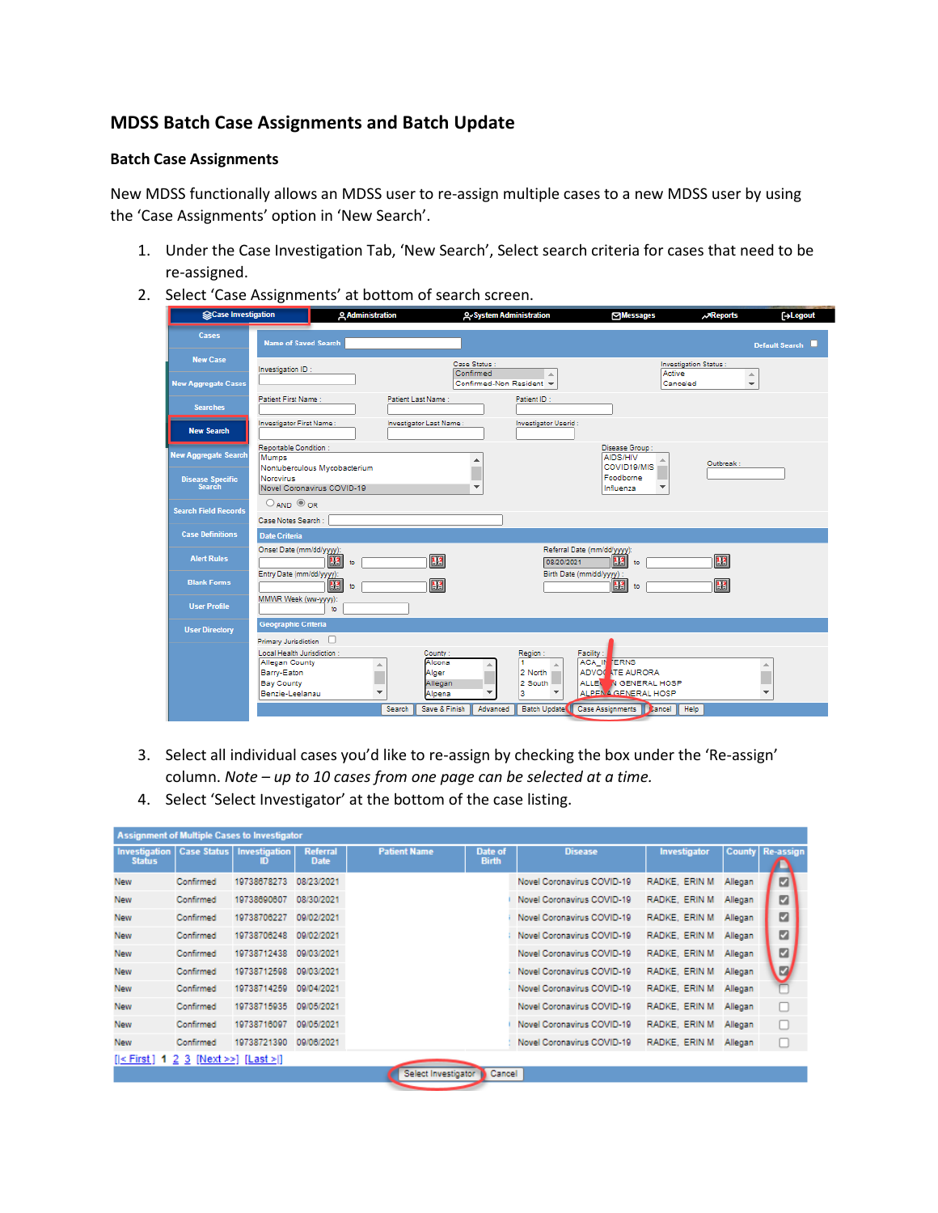## MDSS Batch Case Assignments and Batch Update

### Batch Case Assignments

New MDSS functionally allows an MDSS user to re-assign multiple cases to a new MDSS user by using the 'Case Assignments' option in 'New Search'.

1. Under the Case Investigation Tab, 'New Search', Select search criteria for cases that need to be re-assigned.
2. Select 'Case Assignments' at bottom of search screen.
3. Select all individual cases you'd like to re-assign by checking the box under the 'Re-assign' column. *Note – up to 10 cases from one page can be selected at a time.*
4. Select 'Select Investigator' at the bottom of the case listing.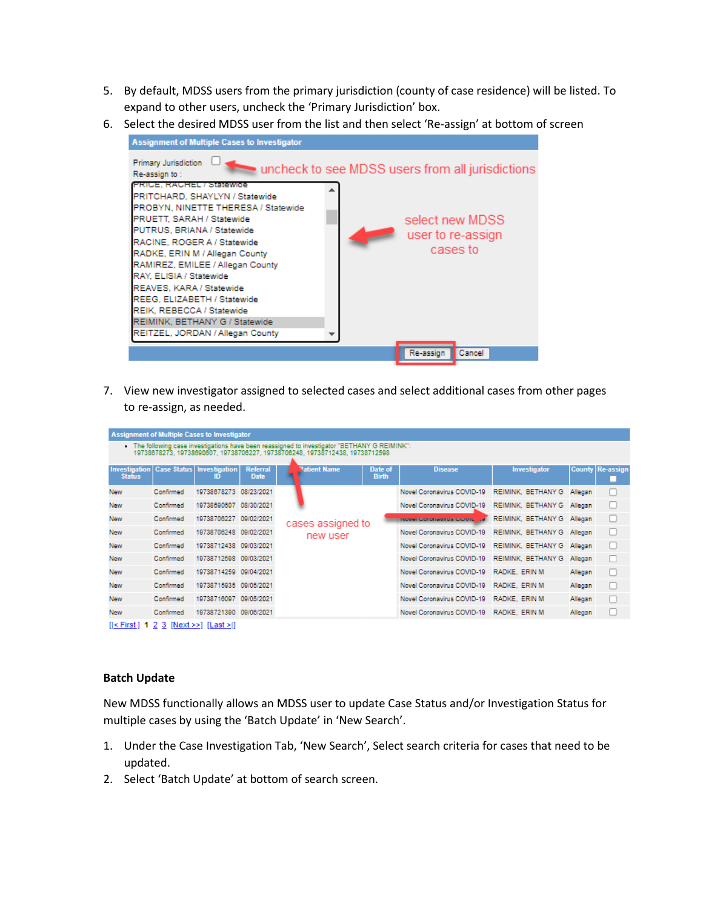5. By default, MDSS users from the primary jurisdiction (county of case residence) will be listed. To expand to other users, uncheck the 'Primary Jurisdiction' box.
6. Select the desired MDSS user from the list and then select 'Re-assign' at bottom of screen

**Assignment of Multiple Cases to Investigator**

Primary Jurisdiction ☐ ← uncheck to see MDSS users from all jurisdictions

Re-assign to :

- PRICE, RACHEL / Statewide
- PRITCHARD, SHAYLYN / Statewide
- PROBYN, NINETTE THERESA / Statewide
- PRUETT, SARAH / Statewide
- PUTRUS, BRIANA / Statewide
- RACINE, ROGER A / Statewide
- RADKE, ERIN M / Allegan County
- RAMIREZ, EMILEE / Allegan County
- RAY, ELISIA / Statewide
- REAVES, KARA / Statewide
- REEG, ELIZABETH / Statewide
- REIK, REBECCA / Statewide
- REIMINK, BETHANY G / Statewide
- REITZEL, JORDAN / Allegan County

← select new MDSS user to re-assign cases to

[Re-assign] [Cancel]

7. View new investigator assigned to selected cases and select additional cases from other pages to re-assign, as needed.

**Assignment of Multiple Cases to Investigator**

- The following case investigations have been reassigned to investigator "BETHANY G REIMINK": 19738678273, 19738690607, 19738706227, 19738706248, 19738712438, 19738712598

| Investigation Status | Case Status | Investigation ID | Referral Date | Patient Name | Date of Birth | Disease | Investigator | County | Re-assign |
|---|---|---|---|---|---|---|---|---|---|
| New | Confirmed | 19738678273 | 08/23/2021 | | | Novel Coronavirus COVID-19 | REIMINK, BETHANY G | Allegan | ☐ |
| New | Confirmed | 19738690607 | 08/30/2021 | | | Novel Coronavirus COVID-19 | REIMINK, BETHANY G | Allegan | ☐ |
| New | Confirmed | 19738706227 | 09/02/2021 | | | Novel Coronavirus COVID-19 | REIMINK, BETHANY G | Allegan | ☐ |
| New | Confirmed | 19738706248 | 09/02/2021 | | | Novel Coronavirus COVID-19 | REIMINK, BETHANY G | Allegan | ☐ |
| New | Confirmed | 19738712438 | 09/03/2021 | | | Novel Coronavirus COVID-19 | REIMINK, BETHANY G | Allegan | ☐ |
| New | Confirmed | 19738712598 | 09/03/2021 | | | Novel Coronavirus COVID-19 | REIMINK, BETHANY G | Allegan | ☐ |
| New | Confirmed | 19738714259 | 09/04/2021 | | | Novel Coronavirus COVID-19 | RADKE, ERIN M | Allegan | ☐ |
| New | Confirmed | 19738715935 | 09/05/2021 | | | Novel Coronavirus COVID-19 | RADKE, ERIN M | Allegan | ☐ |
| New | Confirmed | 19738716097 | 09/05/2021 | | | Novel Coronavirus COVID-19 | RADKE, ERIN M | Allegan | ☐ |
| New | Confirmed | 19738721390 | 09/06/2021 | | | Novel Coronavirus COVID-19 | RADKE, ERIN M | Allegan | ☐ |

cases assigned to new user

[|< First] 1 2 3 [Next >>] [Last >|]

**Batch Update**

New MDSS functionally allows an MDSS user to update Case Status and/or Investigation Status for multiple cases by using the 'Batch Update' in 'New Search'.

1. Under the Case Investigation Tab, 'New Search', Select search criteria for cases that need to be updated.
2. Select 'Batch Update' at bottom of search screen.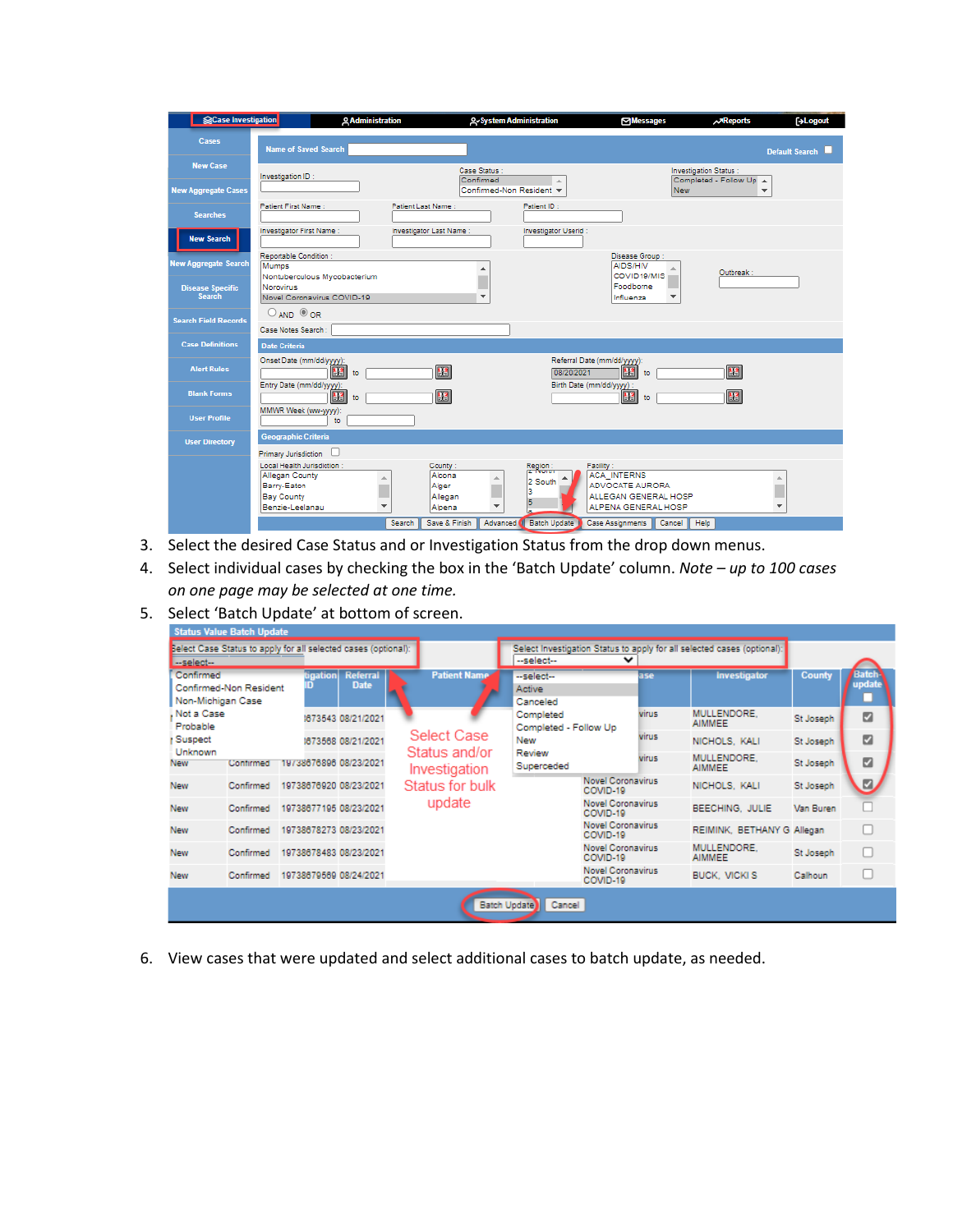3. Select the desired Case Status and or Investigation Status from the drop down menus.
4. Select individual cases by checking the box in the 'Batch Update' column. *Note – up to 100 cases on one page may be selected at one time.*
5. Select 'Batch Update' at bottom of screen.

6. View cases that were updated and select additional cases to batch update, as needed.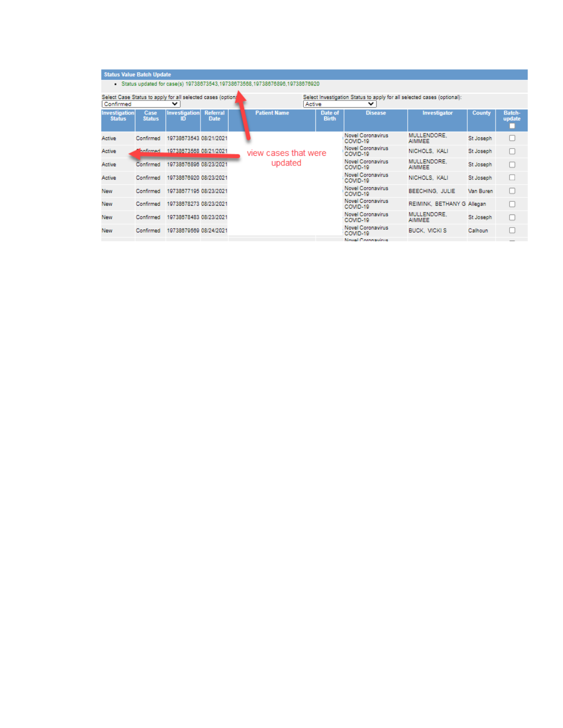**Status Value Batch Update**

- Status updated for case(s) 19738673543,19738673568,19738676896,19738676920

Select Case Status to apply for all selected cases (optional): Confirmed

Select Investigation Status to apply for all selected cases (optional): Active

view cases that were updated

| Investigation Status | Case Status | Investigation ID | Referral Date | Patient Name | Date of Birth | Disease | Investigator | County | Batch-update |
|---|---|---|---|---|---|---|---|---|---|
| Active | Confirmed | 19738673543 | 08/21/2021 | | | Novel Coronavirus COVID-19 | MULLENDORE, AIMMEE | St Joseph | ☐ |
| Active | Confirmed | 19738673568 | 08/21/2021 | | | Novel Coronavirus COVID-19 | NICHOLS, KALI | St Joseph | ☐ |
| Active | Confirmed | 19738676896 | 08/23/2021 | | | Novel Coronavirus COVID-19 | MULLENDORE, AIMMEE | St Joseph | ☐ |
| Active | Confirmed | 19738676920 | 08/23/2021 | | | Novel Coronavirus COVID-19 | NICHOLS, KALI | St Joseph | ☐ |
| New | Confirmed | 19738677195 | 08/23/2021 | | | Novel Coronavirus COVID-19 | BEECHING, JULIE | Van Buren | ☐ |
| New | Confirmed | 19738678273 | 08/23/2021 | | | Novel Coronavirus COVID-19 | REIMINK, BETHANY G | Allegan | ☐ |
| New | Confirmed | 19738678483 | 08/23/2021 | | | Novel Coronavirus COVID-19 | MULLENDORE, AIMMEE | St Joseph | ☐ |
| New | Confirmed | 19738679569 | 08/24/2021 | | | Novel Coronavirus COVID-19 | BUCK, VICKI S | Calhoun | ☐ |